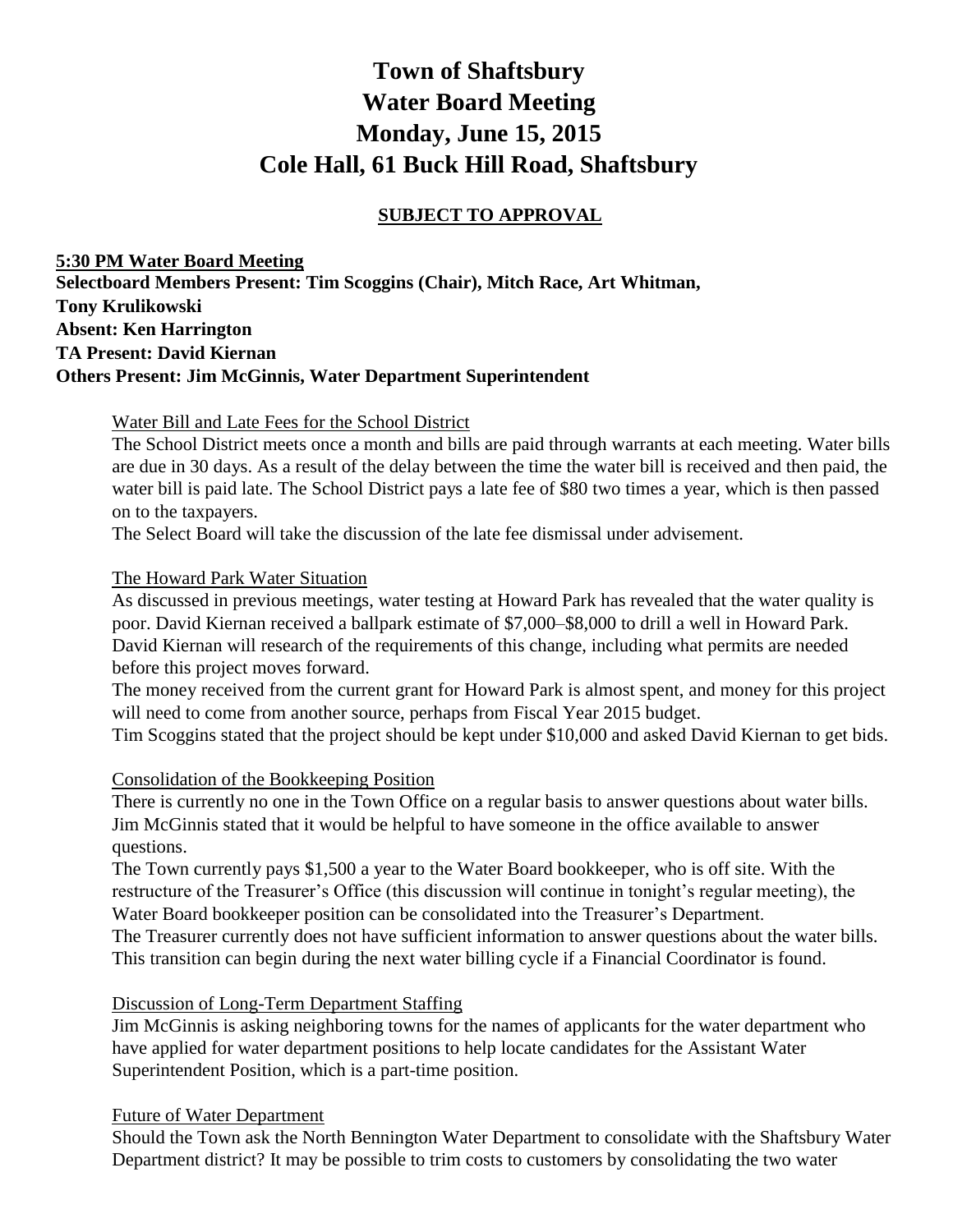# Town of Shaftsbury
# Water Board Meeting
# Monday, June 15, 2015
# Cole Hall, 61 Buck Hill Road, Shaftsbury

**SUBJECT TO APPROVAL**

**5:30 PM Water Board Meeting**
**Selectboard Members Present: Tim Scoggins (Chair), Mitch Race, Art Whitman, Tony Krulikowski**
**Absent: Ken Harrington**
**TA Present: David Kiernan**
**Others Present: Jim McGinnis, Water Department Superintendent**

Water Bill and Late Fees for the School District

The School District meets once a month and bills are paid through warrants at each meeting. Water bills are due in 30 days. As a result of the delay between the time the water bill is received and then paid, the water bill is paid late. The School District pays a late fee of $80 two times a year, which is then passed on to the taxpayers.

The Select Board will take the discussion of the late fee dismissal under advisement.

The Howard Park Water Situation

As discussed in previous meetings, water testing at Howard Park has revealed that the water quality is poor. David Kiernan received a ballpark estimate of $7,000–$8,000 to drill a well in Howard Park. David Kiernan will research of the requirements of this change, including what permits are needed before this project moves forward.

The money received from the current grant for Howard Park is almost spent, and money for this project will need to come from another source, perhaps from Fiscal Year 2015 budget.

Tim Scoggins stated that the project should be kept under $10,000 and asked David Kiernan to get bids.

Consolidation of the Bookkeeping Position

There is currently no one in the Town Office on a regular basis to answer questions about water bills. Jim McGinnis stated that it would be helpful to have someone in the office available to answer questions.

The Town currently pays $1,500 a year to the Water Board bookkeeper, who is off site. With the restructure of the Treasurer's Office (this discussion will continue in tonight's regular meeting), the Water Board bookkeeper position can be consolidated into the Treasurer's Department.

The Treasurer currently does not have sufficient information to answer questions about the water bills. This transition can begin during the next water billing cycle if a Financial Coordinator is found.

Discussion of Long-Term Department Staffing

Jim McGinnis is asking neighboring towns for the names of applicants for the water department who have applied for water department positions to help locate candidates for the Assistant Water Superintendent Position, which is a part-time position.

Future of Water Department

Should the Town ask the North Bennington Water Department to consolidate with the Shaftsbury Water Department district? It may be possible to trim costs to customers by consolidating the two water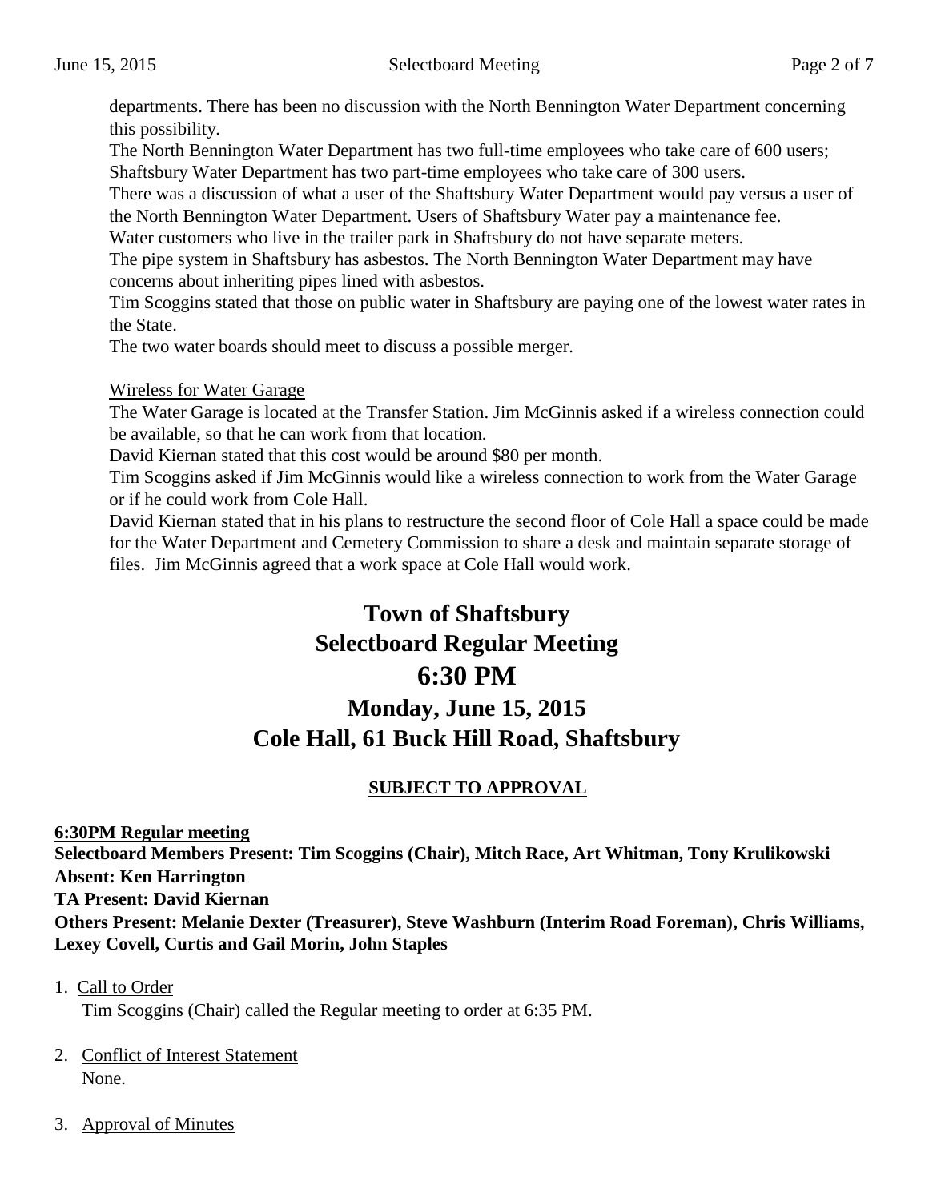departments. There has been no discussion with the North Bennington Water Department concerning this possibility.

The North Bennington Water Department has two full-time employees who take care of 600 users; Shaftsbury Water Department has two part-time employees who take care of 300 users.

There was a discussion of what a user of the Shaftsbury Water Department would pay versus a user of the North Bennington Water Department. Users of Shaftsbury Water pay a maintenance fee.

Water customers who live in the trailer park in Shaftsbury do not have separate meters.

The pipe system in Shaftsbury has asbestos. The North Bennington Water Department may have concerns about inheriting pipes lined with asbestos.

Tim Scoggins stated that those on public water in Shaftsbury are paying one of the lowest water rates in the State.

The two water boards should meet to discuss a possible merger.

Wireless for Water Garage

The Water Garage is located at the Transfer Station. Jim McGinnis asked if a wireless connection could be available, so that he can work from that location.

David Kiernan stated that this cost would be around $80 per month.

Tim Scoggins asked if Jim McGinnis would like a wireless connection to work from the Water Garage or if he could work from Cole Hall.

David Kiernan stated that in his plans to restructure the second floor of Cole Hall a space could be made for the Water Department and Cemetery Commission to share a desk and maintain separate storage of files. Jim McGinnis agreed that a work space at Cole Hall would work.

# Town of Shaftsbury
# Selectboard Regular Meeting
# 6:30 PM
## Monday, June 15, 2015
## Cole Hall, 61 Buck Hill Road, Shaftsbury

**SUBJECT TO APPROVAL**

**6:30PM Regular meeting**

**Selectboard Members Present: Tim Scoggins (Chair), Mitch Race, Art Whitman, Tony Krulikowski**
**Absent: Ken Harrington**
**TA Present: David Kiernan**
**Others Present: Melanie Dexter (Treasurer), Steve Washburn (Interim Road Foreman), Chris Williams, Lexey Covell, Curtis and Gail Morin, John Staples**

1. Call to Order
   Tim Scoggins (Chair) called the Regular meeting to order at 6:35 PM.

2. Conflict of Interest Statement
   None.

3. Approval of Minutes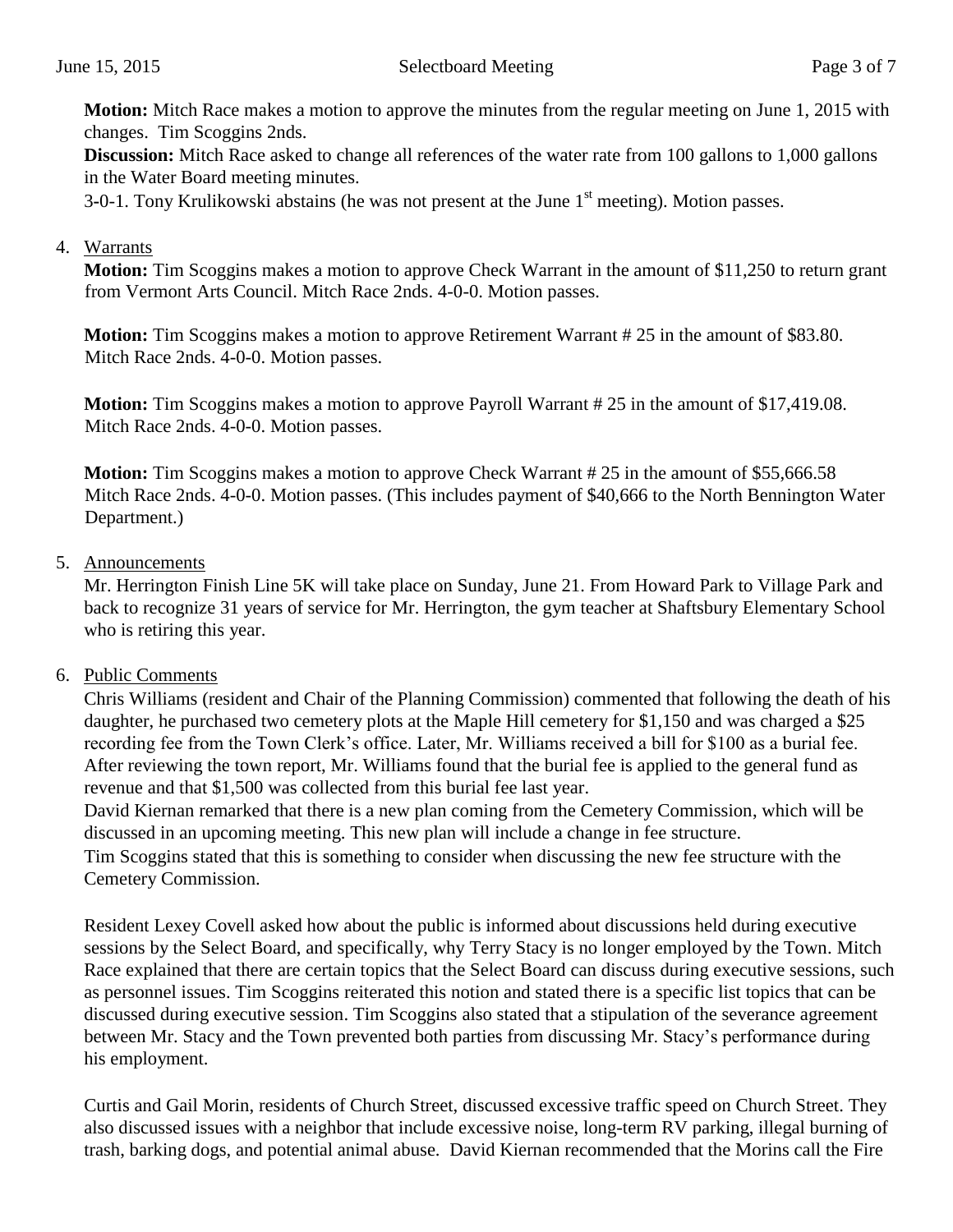**Motion:** Mitch Race makes a motion to approve the minutes from the regular meeting on June 1, 2015 with changes. Tim Scoggins 2nds.

**Discussion:** Mitch Race asked to change all references of the water rate from 100 gallons to 1,000 gallons in the Water Board meeting minutes.

3-0-1. Tony Krulikowski abstains (he was not present at the June 1st meeting). Motion passes.

4. Warrants

**Motion:** Tim Scoggins makes a motion to approve Check Warrant in the amount of $11,250 to return grant from Vermont Arts Council. Mitch Race 2nds. 4-0-0. Motion passes.

**Motion:** Tim Scoggins makes a motion to approve Retirement Warrant # 25 in the amount of $83.80. Mitch Race 2nds. 4-0-0. Motion passes.

**Motion:** Tim Scoggins makes a motion to approve Payroll Warrant # 25 in the amount of $17,419.08. Mitch Race 2nds. 4-0-0. Motion passes.

**Motion:** Tim Scoggins makes a motion to approve Check Warrant # 25 in the amount of $55,666.58 Mitch Race 2nds. 4-0-0. Motion passes. (This includes payment of $40,666 to the North Bennington Water Department.)

5. Announcements

Mr. Herrington Finish Line 5K will take place on Sunday, June 21. From Howard Park to Village Park and back to recognize 31 years of service for Mr. Herrington, the gym teacher at Shaftsbury Elementary School who is retiring this year.

6. Public Comments

Chris Williams (resident and Chair of the Planning Commission) commented that following the death of his daughter, he purchased two cemetery plots at the Maple Hill cemetery for $1,150 and was charged a $25 recording fee from the Town Clerk's office. Later, Mr. Williams received a bill for $100 as a burial fee. After reviewing the town report, Mr. Williams found that the burial fee is applied to the general fund as revenue and that $1,500 was collected from this burial fee last year.

David Kiernan remarked that there is a new plan coming from the Cemetery Commission, which will be discussed in an upcoming meeting. This new plan will include a change in fee structure.

Tim Scoggins stated that this is something to consider when discussing the new fee structure with the Cemetery Commission.

Resident Lexey Covell asked how about the public is informed about discussions held during executive sessions by the Select Board, and specifically, why Terry Stacy is no longer employed by the Town. Mitch Race explained that there are certain topics that the Select Board can discuss during executive sessions, such as personnel issues. Tim Scoggins reiterated this notion and stated there is a specific list topics that can be discussed during executive session. Tim Scoggins also stated that a stipulation of the severance agreement between Mr. Stacy and the Town prevented both parties from discussing Mr. Stacy's performance during his employment.

Curtis and Gail Morin, residents of Church Street, discussed excessive traffic speed on Church Street. They also discussed issues with a neighbor that include excessive noise, long-term RV parking, illegal burning of trash, barking dogs, and potential animal abuse. David Kiernan recommended that the Morins call the Fire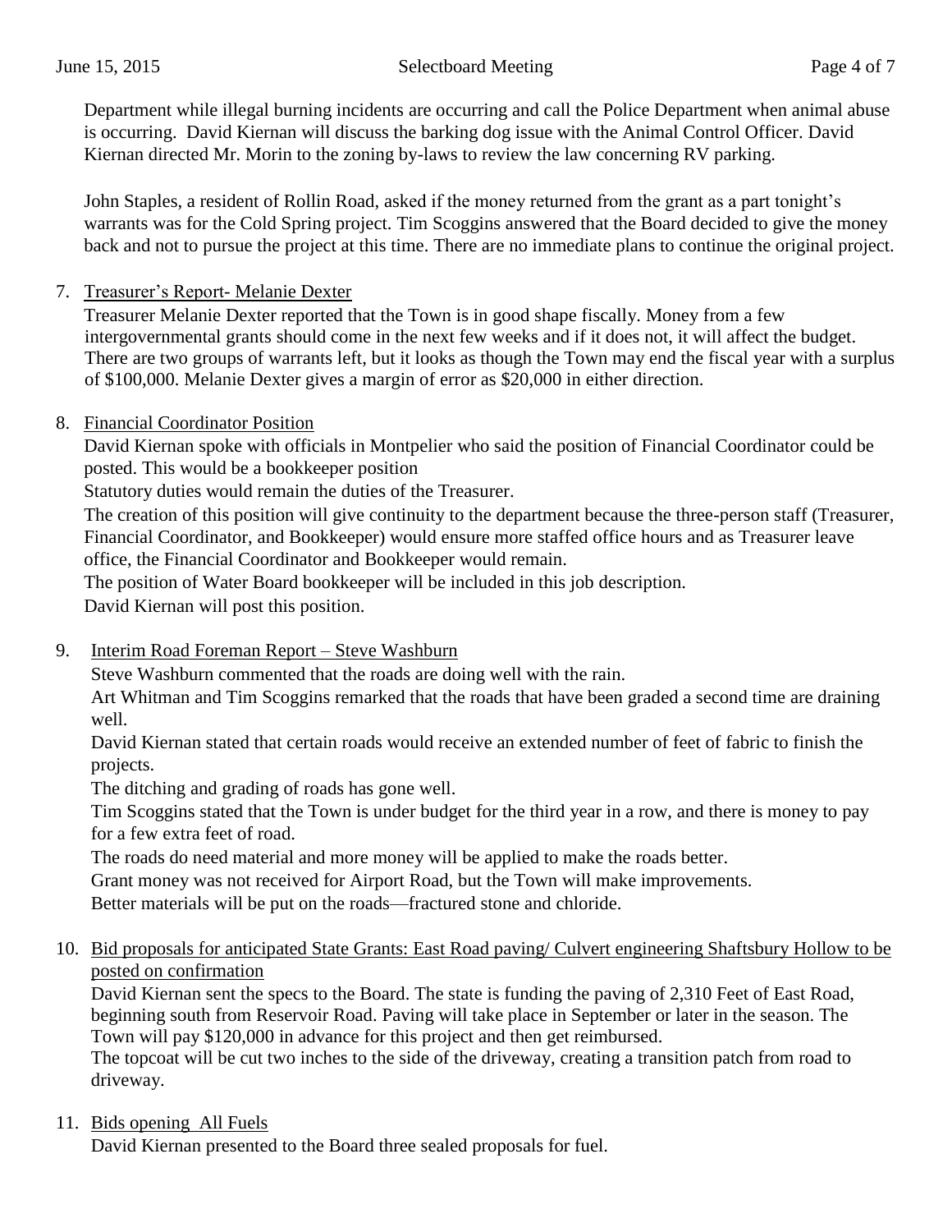Department while illegal burning incidents are occurring and call the Police Department when animal abuse is occurring. David Kiernan will discuss the barking dog issue with the Animal Control Officer. David Kiernan directed Mr. Morin to the zoning by-laws to review the law concerning RV parking.

John Staples, a resident of Rollin Road, asked if the money returned from the grant as a part tonight's warrants was for the Cold Spring project. Tim Scoggins answered that the Board decided to give the money back and not to pursue the project at this time. There are no immediate plans to continue the original project.

7. Treasurer's Report- Melanie Dexter

   Treasurer Melanie Dexter reported that the Town is in good shape fiscally. Money from a few intergovernmental grants should come in the next few weeks and if it does not, it will affect the budget. There are two groups of warrants left, but it looks as though the Town may end the fiscal year with a surplus of $100,000. Melanie Dexter gives a margin of error as $20,000 in either direction.

8. Financial Coordinator Position

   David Kiernan spoke with officials in Montpelier who said the position of Financial Coordinator could be posted. This would be a bookkeeper position

   Statutory duties would remain the duties of the Treasurer.

   The creation of this position will give continuity to the department because the three-person staff (Treasurer, Financial Coordinator, and Bookkeeper) would ensure more staffed office hours and as Treasurer leave office, the Financial Coordinator and Bookkeeper would remain.

   The position of Water Board bookkeeper will be included in this job description.

   David Kiernan will post this position.

9. Interim Road Foreman Report – Steve Washburn

   Steve Washburn commented that the roads are doing well with the rain.

   Art Whitman and Tim Scoggins remarked that the roads that have been graded a second time are draining well.

   David Kiernan stated that certain roads would receive an extended number of feet of fabric to finish the projects.

   The ditching and grading of roads has gone well.

   Tim Scoggins stated that the Town is under budget for the third year in a row, and there is money to pay for a few extra feet of road.

   The roads do need material and more money will be applied to make the roads better.

   Grant money was not received for Airport Road, but the Town will make improvements.

   Better materials will be put on the roads—fractured stone and chloride.

10. Bid proposals for anticipated State Grants: East Road paving/ Culvert engineering Shaftsbury Hollow to be posted on confirmation

    David Kiernan sent the specs to the Board. The state is funding the paving of 2,310 Feet of East Road, beginning south from Reservoir Road. Paving will take place in September or later in the season. The Town will pay $120,000 in advance for this project and then get reimbursed.

    The topcoat will be cut two inches to the side of the driveway, creating a transition patch from road to driveway.

11. Bids opening All Fuels

    David Kiernan presented to the Board three sealed proposals for fuel.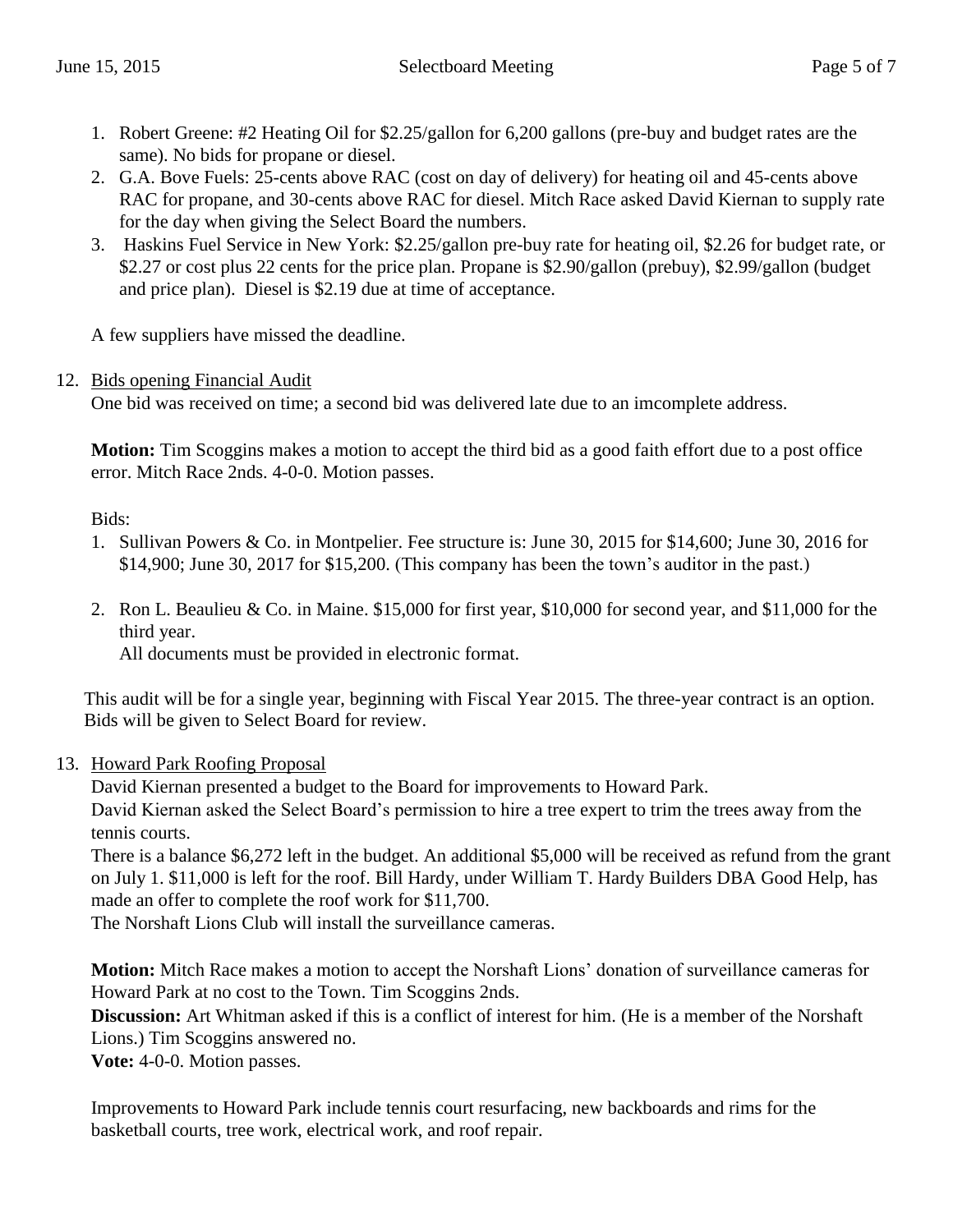1. Robert Greene: #2 Heating Oil for $2.25/gallon for 6,200 gallons (pre-buy and budget rates are the same). No bids for propane or diesel.
2. G.A. Bove Fuels: 25-cents above RAC (cost on day of delivery) for heating oil and 45-cents above RAC for propane, and 30-cents above RAC for diesel. Mitch Race asked David Kiernan to supply rate for the day when giving the Select Board the numbers.
3. Haskins Fuel Service in New York: $2.25/gallon pre-buy rate for heating oil, $2.26 for budget rate, or $2.27 or cost plus 22 cents for the price plan. Propane is $2.90/gallon (prebuy), $2.99/gallon (budget and price plan). Diesel is $2.19 due at time of acceptance.

A few suppliers have missed the deadline.

12. <u>Bids opening Financial Audit</u>

One bid was received on time; a second bid was delivered late due to an imcomplete address.

**Motion:** Tim Scoggins makes a motion to accept the third bid as a good faith effort due to a post office error. Mitch Race 2nds. 4-0-0. Motion passes.

Bids:

1. Sullivan Powers & Co. in Montpelier. Fee structure is: June 30, 2015 for $14,600; June 30, 2016 for $14,900; June 30, 2017 for $15,200. (This company has been the town's auditor in the past.)
2. Ron L. Beaulieu & Co. in Maine. $15,000 for first year, $10,000 for second year, and $11,000 for the third year.
   All documents must be provided in electronic format.

This audit will be for a single year, beginning with Fiscal Year 2015. The three-year contract is an option. Bids will be given to Select Board for review.

13. <u>Howard Park Roofing Proposal</u>

David Kiernan presented a budget to the Board for improvements to Howard Park.
David Kiernan asked the Select Board's permission to hire a tree expert to trim the trees away from the tennis courts.
There is a balance $6,272 left in the budget. An additional $5,000 will be received as refund from the grant on July 1. $11,000 is left for the roof. Bill Hardy, under William T. Hardy Builders DBA Good Help, has made an offer to complete the roof work for $11,700.
The Norshaft Lions Club will install the surveillance cameras.

**Motion:** Mitch Race makes a motion to accept the Norshaft Lions' donation of surveillance cameras for Howard Park at no cost to the Town. Tim Scoggins 2nds.
**Discussion:** Art Whitman asked if this is a conflict of interest for him. (He is a member of the Norshaft Lions.) Tim Scoggins answered no.
**Vote:** 4-0-0. Motion passes.

Improvements to Howard Park include tennis court resurfacing, new backboards and rims for the basketball courts, tree work, electrical work, and roof repair.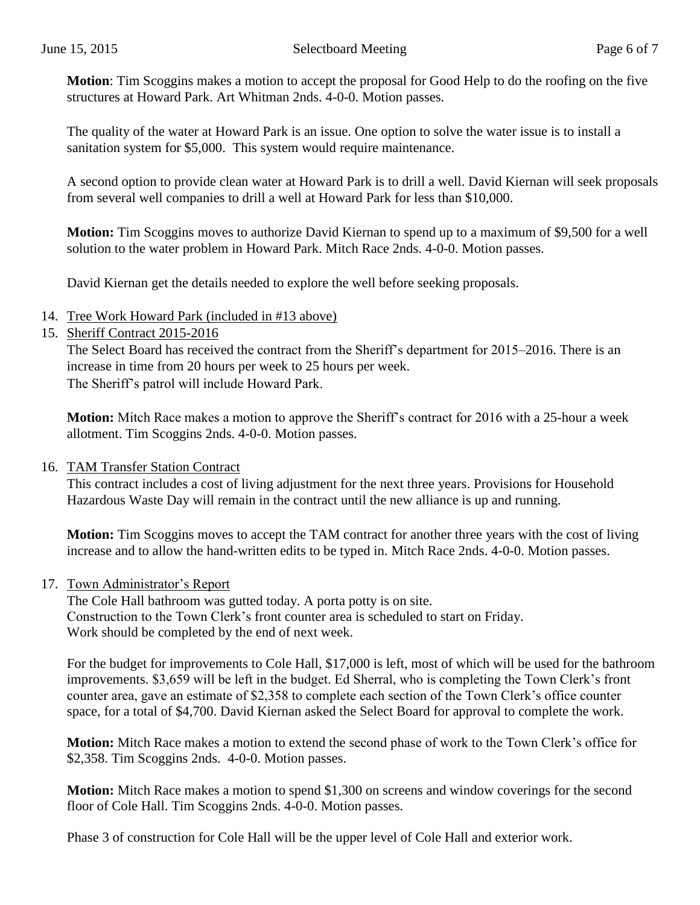**Motion**: Tim Scoggins makes a motion to accept the proposal for Good Help to do the roofing on the five structures at Howard Park. Art Whitman 2nds. 4-0-0. Motion passes.

The quality of the water at Howard Park is an issue. One option to solve the water issue is to install a sanitation system for $5,000. This system would require maintenance.

A second option to provide clean water at Howard Park is to drill a well. David Kiernan will seek proposals from several well companies to drill a well at Howard Park for less than $10,000.

**Motion:** Tim Scoggins moves to authorize David Kiernan to spend up to a maximum of $9,500 for a well solution to the water problem in Howard Park. Mitch Race 2nds. 4-0-0. Motion passes.

David Kiernan get the details needed to explore the well before seeking proposals.

14. Tree Work Howard Park (included in #13 above)
15. Sheriff Contract 2015-2016

    The Select Board has received the contract from the Sheriff's department for 2015–2016. There is an increase in time from 20 hours per week to 25 hours per week.
    The Sheriff's patrol will include Howard Park.

    **Motion:** Mitch Race makes a motion to approve the Sheriff's contract for 2016 with a 25-hour a week allotment. Tim Scoggins 2nds. 4-0-0. Motion passes.

16. TAM Transfer Station Contract

    This contract includes a cost of living adjustment for the next three years. Provisions for Household Hazardous Waste Day will remain in the contract until the new alliance is up and running.

    **Motion:** Tim Scoggins moves to accept the TAM contract for another three years with the cost of living increase and to allow the hand-written edits to be typed in. Mitch Race 2nds. 4-0-0. Motion passes.

17. Town Administrator's Report

    The Cole Hall bathroom was gutted today. A porta potty is on site.
    Construction to the Town Clerk's front counter area is scheduled to start on Friday.
    Work should be completed by the end of next week.

    For the budget for improvements to Cole Hall, $17,000 is left, most of which will be used for the bathroom improvements. $3,659 will be left in the budget. Ed Sherral, who is completing the Town Clerk's front counter area, gave an estimate of $2,358 to complete each section of the Town Clerk's office counter space, for a total of $4,700. David Kiernan asked the Select Board for approval to complete the work.

    **Motion:** Mitch Race makes a motion to extend the second phase of work to the Town Clerk's office for $2,358. Tim Scoggins 2nds. 4-0-0. Motion passes.

    **Motion:** Mitch Race makes a motion to spend $1,300 on screens and window coverings for the second floor of Cole Hall. Tim Scoggins 2nds. 4-0-0. Motion passes.

    Phase 3 of construction for Cole Hall will be the upper level of Cole Hall and exterior work.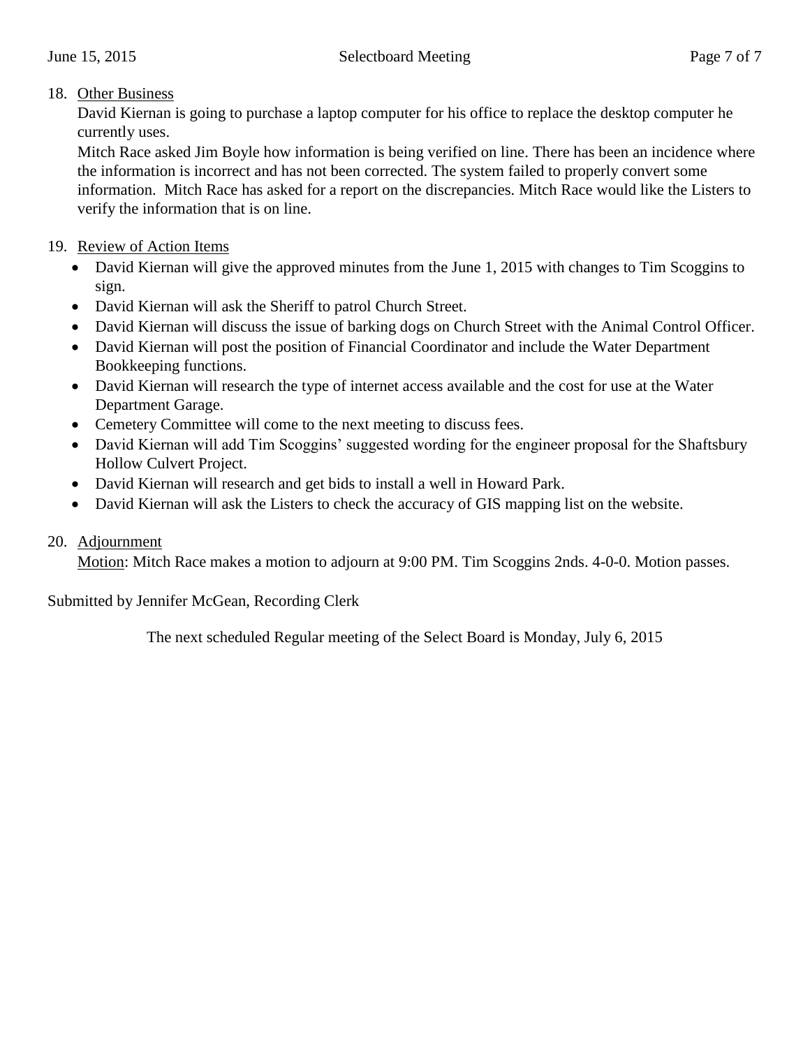18. <u>Other Business</u>

    David Kiernan is going to purchase a laptop computer for his office to replace the desktop computer he currently uses.

    Mitch Race asked Jim Boyle how information is being verified on line. There has been an incidence where the information is incorrect and has not been corrected. The system failed to properly convert some information. Mitch Race has asked for a report on the discrepancies. Mitch Race would like the Listers to verify the information that is on line.

19. <u>Review of Action Items</u>

    - David Kiernan will give the approved minutes from the June 1, 2015 with changes to Tim Scoggins to sign.
    - David Kiernan will ask the Sheriff to patrol Church Street.
    - David Kiernan will discuss the issue of barking dogs on Church Street with the Animal Control Officer.
    - David Kiernan will post the position of Financial Coordinator and include the Water Department Bookkeeping functions.
    - David Kiernan will research the type of internet access available and the cost for use at the Water Department Garage.
    - Cemetery Committee will come to the next meeting to discuss fees.
    - David Kiernan will add Tim Scoggins' suggested wording for the engineer proposal for the Shaftsbury Hollow Culvert Project.
    - David Kiernan will research and get bids to install a well in Howard Park.
    - David Kiernan will ask the Listers to check the accuracy of GIS mapping list on the website.

20. <u>Adjournment</u>

    <u>Motion</u>: Mitch Race makes a motion to adjourn at 9:00 PM. Tim Scoggins 2nds. 4-0-0. Motion passes.

Submitted by Jennifer McGean, Recording Clerk

The next scheduled Regular meeting of the Select Board is Monday, July 6, 2015